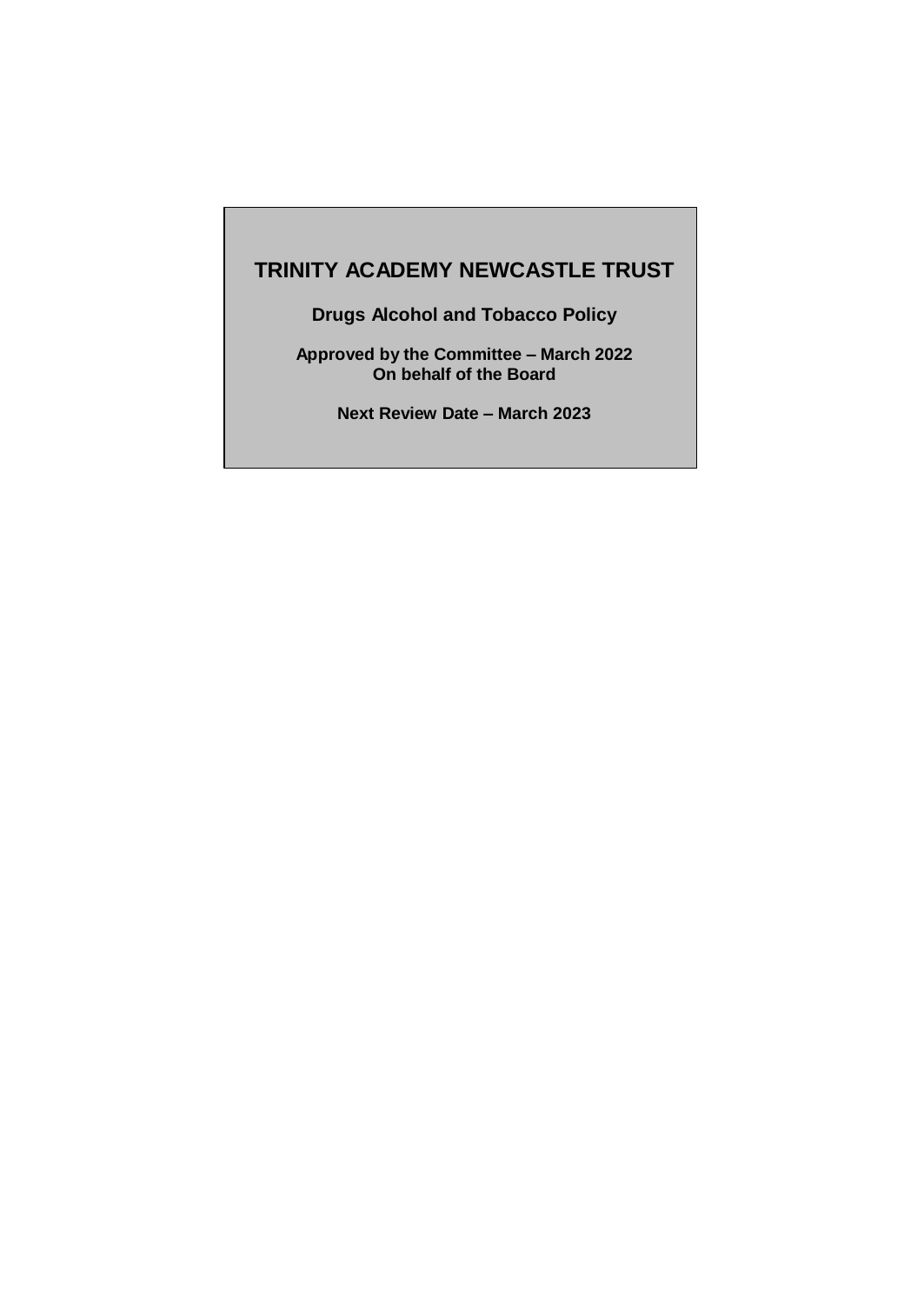# TRINITY ACADEMY NEWCASTLE TRUST

## Drugs Alcohol and Tobacco Policy

**Approved by the Committee – March 2022**
**On behalf of the Board**

**Next Review Date – March 2023**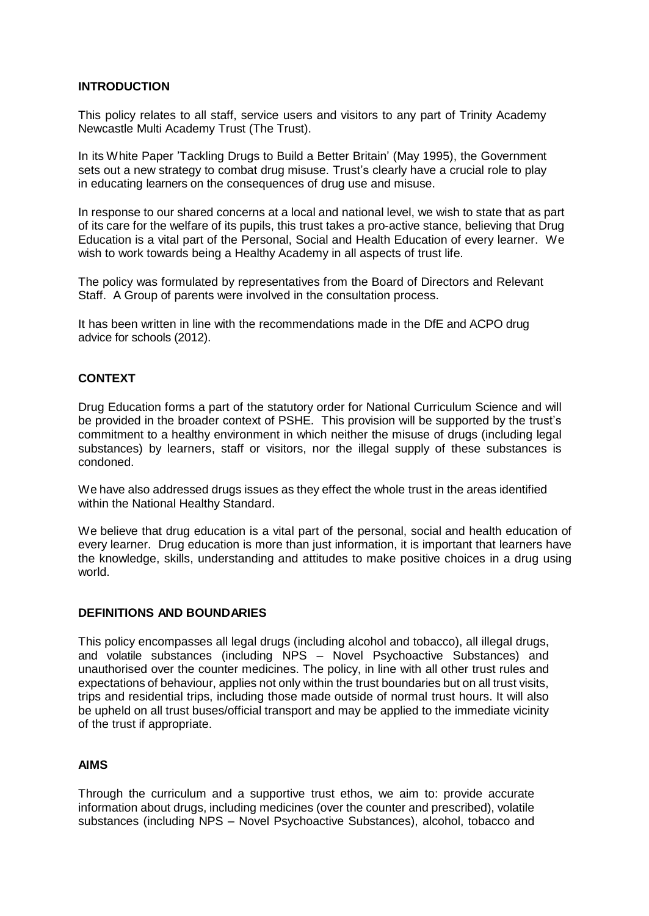## INTRODUCTION

This policy relates to all staff, service users and visitors to any part of Trinity Academy Newcastle Multi Academy Trust (The Trust).

In its White Paper 'Tackling Drugs to Build a Better Britain' (May 1995), the Government sets out a new strategy to combat drug misuse. Trust's clearly have a crucial role to play in educating learners on the consequences of drug use and misuse.

In response to our shared concerns at a local and national level, we wish to state that as part of its care for the welfare of its pupils, this trust takes a pro-active stance, believing that Drug Education is a vital part of the Personal, Social and Health Education of every learner. We wish to work towards being a Healthy Academy in all aspects of trust life.

The policy was formulated by representatives from the Board of Directors and Relevant Staff. A Group of parents were involved in the consultation process.

It has been written in line with the recommendations made in the DfE and ACPO drug advice for schools (2012).

## CONTEXT

Drug Education forms a part of the statutory order for National Curriculum Science and will be provided in the broader context of PSHE. This provision will be supported by the trust's commitment to a healthy environment in which neither the misuse of drugs (including legal substances) by learners, staff or visitors, nor the illegal supply of these substances is condoned.

We have also addressed drugs issues as they effect the whole trust in the areas identified within the National Healthy Standard.

We believe that drug education is a vital part of the personal, social and health education of every learner. Drug education is more than just information, it is important that learners have the knowledge, skills, understanding and attitudes to make positive choices in a drug using world.

## DEFINITIONS AND BOUNDARIES

This policy encompasses all legal drugs (including alcohol and tobacco), all illegal drugs, and volatile substances (including NPS – Novel Psychoactive Substances) and unauthorised over the counter medicines. The policy, in line with all other trust rules and expectations of behaviour, applies not only within the trust boundaries but on all trust visits, trips and residential trips, including those made outside of normal trust hours. It will also be upheld on all trust buses/official transport and may be applied to the immediate vicinity of the trust if appropriate.

## AIMS

Through the curriculum and a supportive trust ethos, we aim to: provide accurate information about drugs, including medicines (over the counter and prescribed), volatile substances (including NPS – Novel Psychoactive Substances), alcohol, tobacco and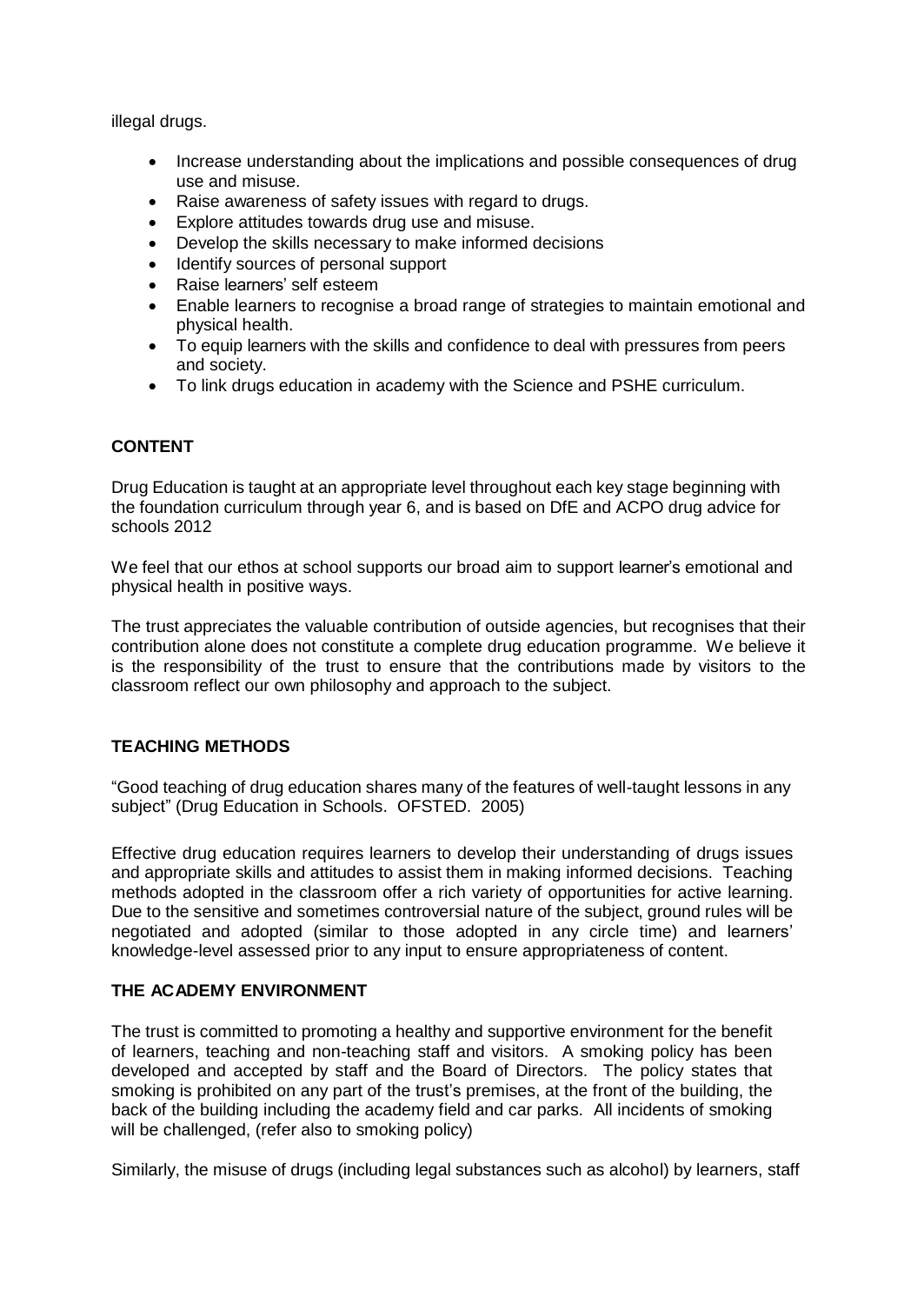illegal drugs.

- Increase understanding about the implications and possible consequences of drug use and misuse.
- Raise awareness of safety issues with regard to drugs.
- Explore attitudes towards drug use and misuse.
- Develop the skills necessary to make informed decisions
- Identify sources of personal support
- Raise learners' self esteem
- Enable learners to recognise a broad range of strategies to maintain emotional and physical health.
- To equip learners with the skills and confidence to deal with pressures from peers and society.
- To link drugs education in academy with the Science and PSHE curriculum.

**CONTENT**

Drug Education is taught at an appropriate level throughout each key stage beginning with the foundation curriculum through year 6, and is based on DfE and ACPO drug advice for schools 2012

We feel that our ethos at school supports our broad aim to support learner's emotional and physical health in positive ways.

The trust appreciates the valuable contribution of outside agencies, but recognises that their contribution alone does not constitute a complete drug education programme. We believe it is the responsibility of the trust to ensure that the contributions made by visitors to the classroom reflect our own philosophy and approach to the subject.

**TEACHING METHODS**

"Good teaching of drug education shares many of the features of well-taught lessons in any subject" (Drug Education in Schools. OFSTED. 2005)

Effective drug education requires learners to develop their understanding of drugs issues and appropriate skills and attitudes to assist them in making informed decisions. Teaching methods adopted in the classroom offer a rich variety of opportunities for active learning. Due to the sensitive and sometimes controversial nature of the subject, ground rules will be negotiated and adopted (similar to those adopted in any circle time) and learners' knowledge-level assessed prior to any input to ensure appropriateness of content.

**THE ACADEMY ENVIRONMENT**

The trust is committed to promoting a healthy and supportive environment for the benefit of learners, teaching and non-teaching staff and visitors. A smoking policy has been developed and accepted by staff and the Board of Directors. The policy states that smoking is prohibited on any part of the trust's premises, at the front of the building, the back of the building including the academy field and car parks. All incidents of smoking will be challenged, (refer also to smoking policy)

Similarly, the misuse of drugs (including legal substances such as alcohol) by learners, staff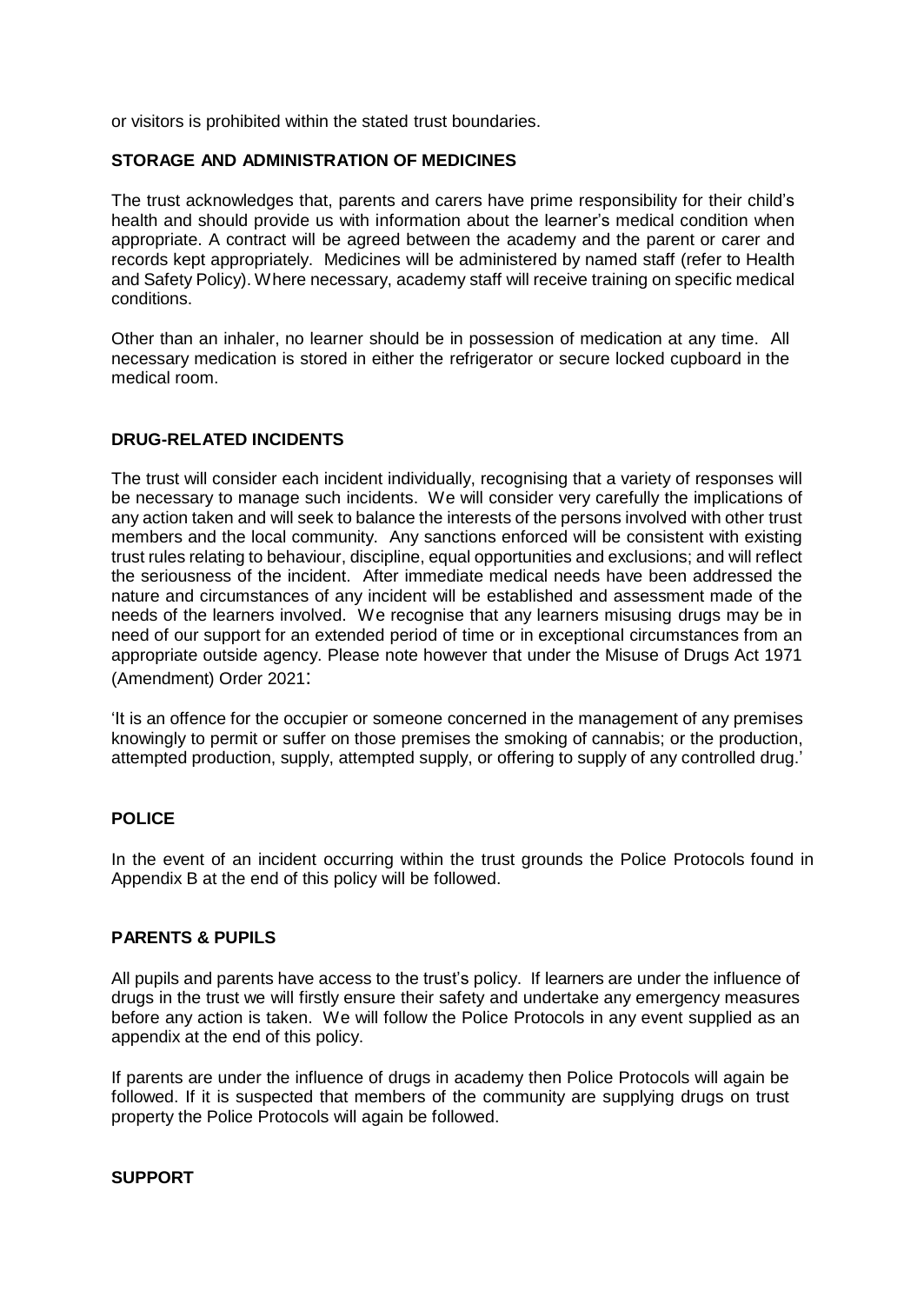or visitors is prohibited within the stated trust boundaries.

## STORAGE AND ADMINISTRATION OF MEDICINES

The trust acknowledges that, parents and carers have prime responsibility for their child's health and should provide us with information about the learner's medical condition when appropriate. A contract will be agreed between the academy and the parent or carer and records kept appropriately. Medicines will be administered by named staff (refer to Health and Safety Policy). Where necessary, academy staff will receive training on specific medical conditions.

Other than an inhaler, no learner should be in possession of medication at any time. All necessary medication is stored in either the refrigerator or secure locked cupboard in the medical room.

## DRUG-RELATED INCIDENTS

The trust will consider each incident individually, recognising that a variety of responses will be necessary to manage such incidents. We will consider very carefully the implications of any action taken and will seek to balance the interests of the persons involved with other trust members and the local community. Any sanctions enforced will be consistent with existing trust rules relating to behaviour, discipline, equal opportunities and exclusions; and will reflect the seriousness of the incident. After immediate medical needs have been addressed the nature and circumstances of any incident will be established and assessment made of the needs of the learners involved. We recognise that any learners misusing drugs may be in need of our support for an extended period of time or in exceptional circumstances from an appropriate outside agency. Please note however that under the Misuse of Drugs Act 1971 (Amendment) Order 2021:

'It is an offence for the occupier or someone concerned in the management of any premises knowingly to permit or suffer on those premises the smoking of cannabis; or the production, attempted production, supply, attempted supply, or offering to supply of any controlled drug.'

## POLICE

In the event of an incident occurring within the trust grounds the Police Protocols found in Appendix B at the end of this policy will be followed.

## PARENTS & PUPILS

All pupils and parents have access to the trust's policy. If learners are under the influence of drugs in the trust we will firstly ensure their safety and undertake any emergency measures before any action is taken. We will follow the Police Protocols in any event supplied as an appendix at the end of this policy.

If parents are under the influence of drugs in academy then Police Protocols will again be followed. If it is suspected that members of the community are supplying drugs on trust property the Police Protocols will again be followed.

## SUPPORT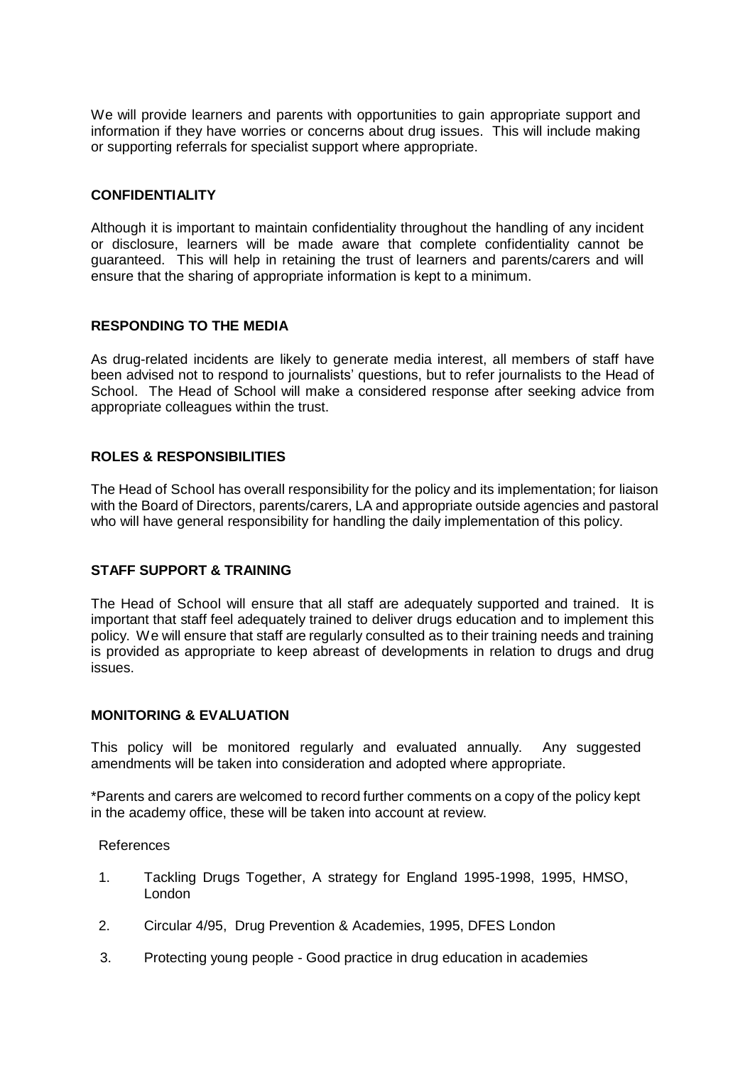We will provide learners and parents with opportunities to gain appropriate support and information if they have worries or concerns about drug issues. This will include making or supporting referrals for specialist support where appropriate.

**CONFIDENTIALITY**

Although it is important to maintain confidentiality throughout the handling of any incident or disclosure, learners will be made aware that complete confidentiality cannot be guaranteed. This will help in retaining the trust of learners and parents/carers and will ensure that the sharing of appropriate information is kept to a minimum.

**RESPONDING TO THE MEDIA**

As drug-related incidents are likely to generate media interest, all members of staff have been advised not to respond to journalists' questions, but to refer journalists to the Head of School. The Head of School will make a considered response after seeking advice from appropriate colleagues within the trust.

**ROLES & RESPONSIBILITIES**

The Head of School has overall responsibility for the policy and its implementation; for liaison with the Board of Directors, parents/carers, LA and appropriate outside agencies and pastoral who will have general responsibility for handling the daily implementation of this policy.

**STAFF SUPPORT & TRAINING**

The Head of School will ensure that all staff are adequately supported and trained. It is important that staff feel adequately trained to deliver drugs education and to implement this policy. We will ensure that staff are regularly consulted as to their training needs and training is provided as appropriate to keep abreast of developments in relation to drugs and drug issues.

**MONITORING & EVALUATION**

This policy will be monitored regularly and evaluated annually. Any suggested amendments will be taken into consideration and adopted where appropriate.

*Parents and carers are welcomed to record further comments on a copy of the policy kept in the academy office, these will be taken into account at review.

References

1. Tackling Drugs Together, A strategy for England 1995-1998, 1995, HMSO, London
2. Circular 4/95, Drug Prevention & Academies, 1995, DFES London
3. Protecting young people - Good practice in drug education in academies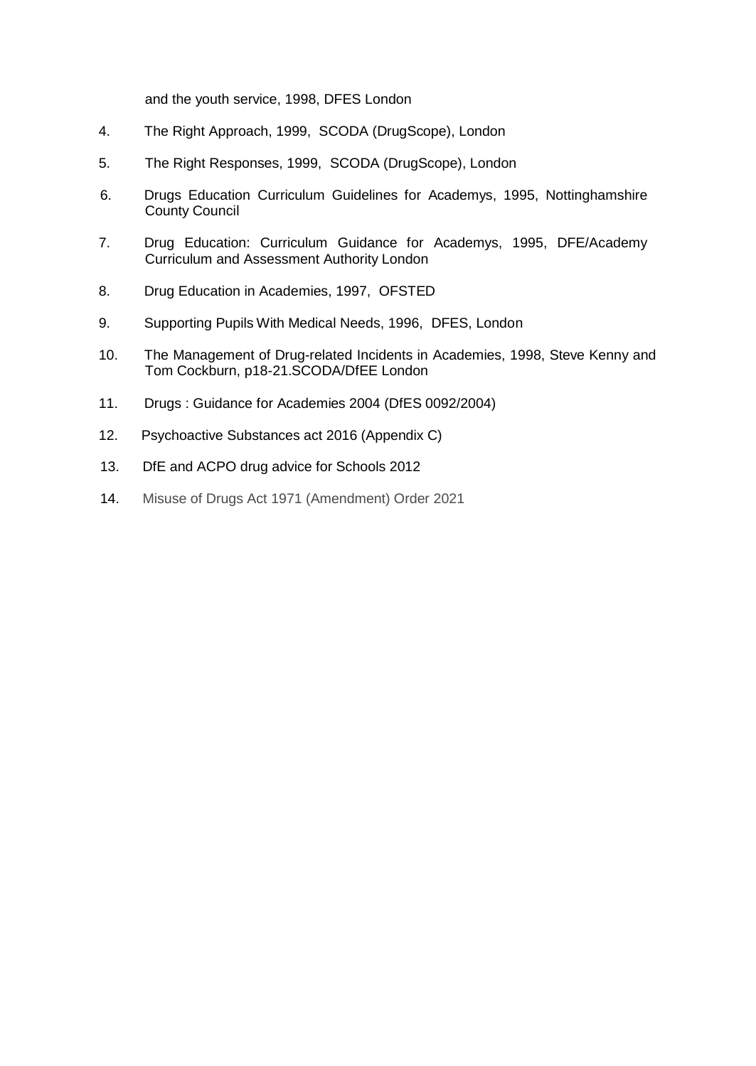and the youth service, 1998, DFES London

4. The Right Approach, 1999, SCODA (DrugScope), London
5. The Right Responses, 1999, SCODA (DrugScope), London
6. Drugs Education Curriculum Guidelines for Academys, 1995, Nottinghamshire County Council
7. Drug Education: Curriculum Guidance for Academys, 1995, DFE/Academy Curriculum and Assessment Authority London
8. Drug Education in Academies, 1997, OFSTED
9. Supporting Pupils With Medical Needs, 1996, DFES, London
10. The Management of Drug-related Incidents in Academies, 1998, Steve Kenny and Tom Cockburn, p18-21.SCODA/DfEE London
11. Drugs : Guidance for Academies 2004 (DfES 0092/2004)
12. Psychoactive Substances act 2016 (Appendix C)
13. DfE and ACPO drug advice for Schools 2012
14. Misuse of Drugs Act 1971 (Amendment) Order 2021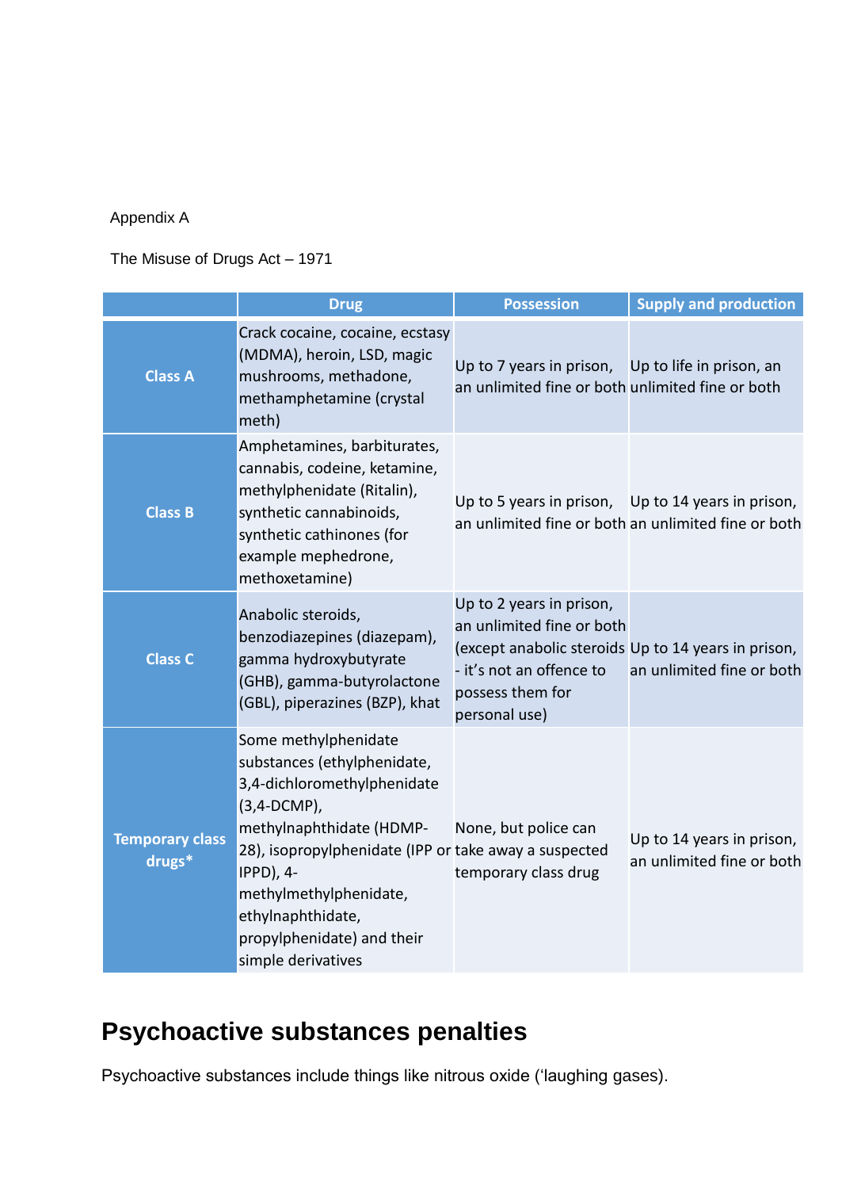Appendix A

The Misuse of Drugs Act – 1971

| | Drug | Possession | Supply and production |
|---|---|---|---|
| **Class A** | Crack cocaine, cocaine, ecstasy (MDMA), heroin, LSD, magic mushrooms, methadone, methamphetamine (crystal meth) | Up to 7 years in prison, an unlimited fine or both | Up to life in prison, an unlimited fine or both |
| **Class B** | Amphetamines, barbiturates, cannabis, codeine, ketamine, methylphenidate (Ritalin), synthetic cannabinoids, synthetic cathinones (for example mephedrone, methoxetamine) | Up to 5 years in prison, an unlimited fine or both | Up to 14 years in prison, an unlimited fine or both |
| **Class C** | Anabolic steroids, benzodiazepines (diazepam), gamma hydroxybutyrate (GHB), gamma-butyrolactone (GBL), piperazines (BZP), khat | Up to 2 years in prison, an unlimited fine or both (except anabolic steroids - it's not an offence to possess them for personal use) | Up to 14 years in prison, an unlimited fine or both |
| **Temporary class drugs*** | Some methylphenidate substances (ethylphenidate, 3,4-dichloromethylphenidate (3,4-DCMP), methylnaphthidate (HDMP-28), isopropylphenidate (IPP or IPPD), 4-methylmethylphenidate, ethylnaphthidate, propylphenidate) and their simple derivatives | None, but police can take away a suspected temporary class drug | Up to 14 years in prison, an unlimited fine or both |

## Psychoactive substances penalties

Psychoactive substances include things like nitrous oxide ('laughing gases).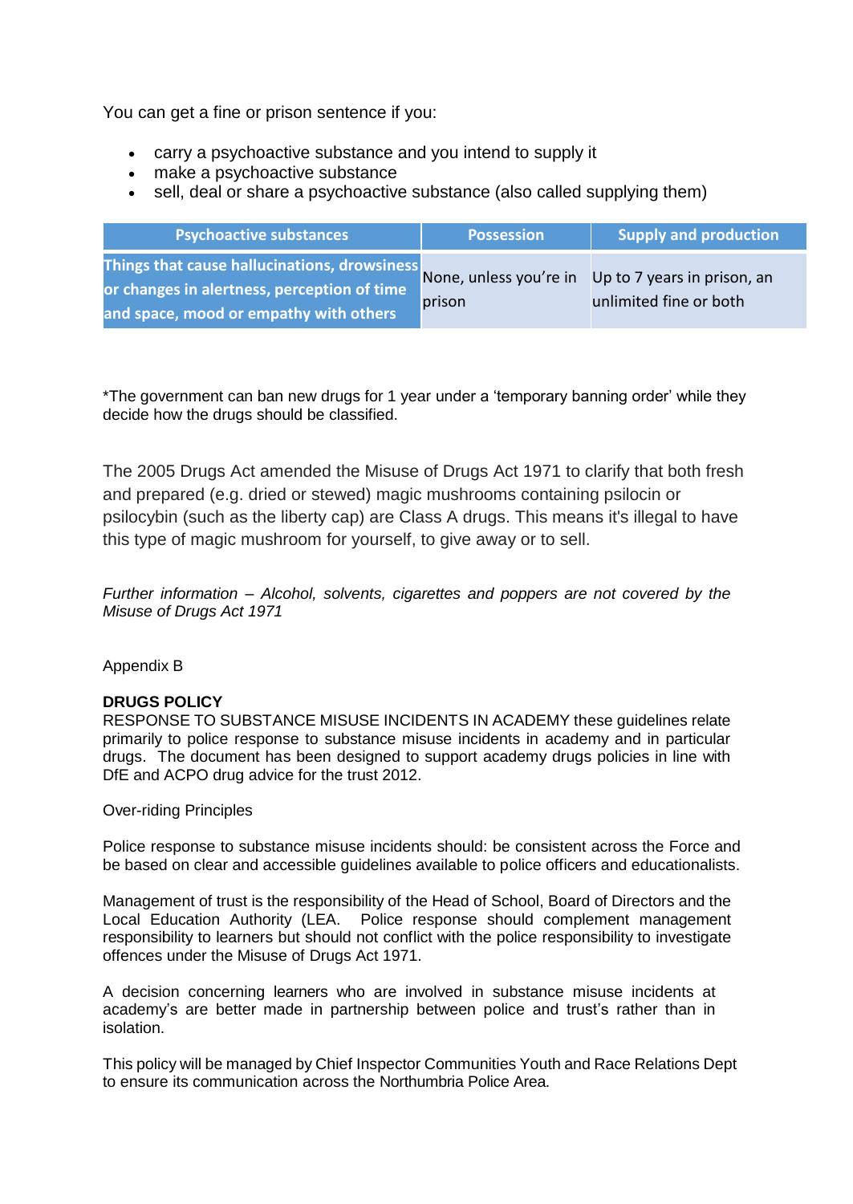You can get a fine or prison sentence if you:

- carry a psychoactive substance and you intend to supply it
- make a psychoactive substance
- sell, deal or share a psychoactive substance (also called supplying them)

| Psychoactive substances | Possession | Supply and production |
|---|---|---|
| Things that cause hallucinations, drowsiness or changes in alertness, perception of time and space, mood or empathy with others | None, unless you're in prison | Up to 7 years in prison, an unlimited fine or both |

*The government can ban new drugs for 1 year under a 'temporary banning order' while they decide how the drugs should be classified.

The 2005 Drugs Act amended the Misuse of Drugs Act 1971 to clarify that both fresh and prepared (e.g. dried or stewed) magic mushrooms containing psilocin or psilocybin (such as the liberty cap) are Class A drugs. This means it's illegal to have this type of magic mushroom for yourself, to give away or to sell.

*Further information – Alcohol, solvents, cigarettes and poppers are not covered by the Misuse of Drugs Act 1971*

Appendix B

**DRUGS POLICY**

RESPONSE TO SUBSTANCE MISUSE INCIDENTS IN ACADEMY these guidelines relate primarily to police response to substance misuse incidents in academy and in particular drugs. The document has been designed to support academy drugs policies in line with DfE and ACPO drug advice for the trust 2012.

Over-riding Principles

Police response to substance misuse incidents should: be consistent across the Force and be based on clear and accessible guidelines available to police officers and educationalists.

Management of trust is the responsibility of the Head of School, Board of Directors and the Local Education Authority (LEA. Police response should complement management responsibility to learners but should not conflict with the police responsibility to investigate offences under the Misuse of Drugs Act 1971.

A decision concerning learners who are involved in substance misuse incidents at academy's are better made in partnership between police and trust's rather than in isolation.

This policy will be managed by Chief Inspector Communities Youth and Race Relations Dept to ensure its communication across the Northumbria Police Area.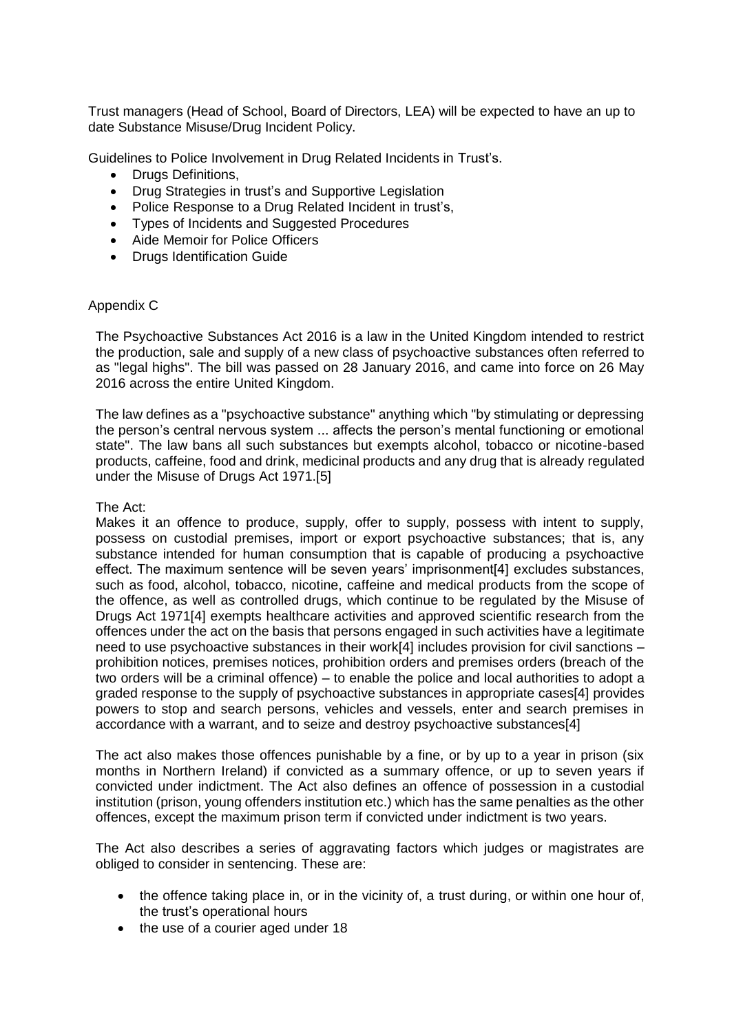Trust managers (Head of School, Board of Directors, LEA) will be expected to have an up to date Substance Misuse/Drug Incident Policy.

Guidelines to Police Involvement in Drug Related Incidents in Trust's.

- Drugs Definitions,
- Drug Strategies in trust's and Supportive Legislation
- Police Response to a Drug Related Incident in trust's,
- Types of Incidents and Suggested Procedures
- Aide Memoir for Police Officers
- Drugs Identification Guide

Appendix C

The Psychoactive Substances Act 2016 is a law in the United Kingdom intended to restrict the production, sale and supply of a new class of psychoactive substances often referred to as "legal highs". The bill was passed on 28 January 2016, and came into force on 26 May 2016 across the entire United Kingdom.

The law defines as a "psychoactive substance" anything which "by stimulating or depressing the person's central nervous system ... affects the person's mental functioning or emotional state". The law bans all such substances but exempts alcohol, tobacco or nicotine-based products, caffeine, food and drink, medicinal products and any drug that is already regulated under the Misuse of Drugs Act 1971.[5]

The Act:
Makes it an offence to produce, supply, offer to supply, possess with intent to supply, possess on custodial premises, import or export psychoactive substances; that is, any substance intended for human consumption that is capable of producing a psychoactive effect. The maximum sentence will be seven years' imprisonment[4] excludes substances, such as food, alcohol, tobacco, nicotine, caffeine and medical products from the scope of the offence, as well as controlled drugs, which continue to be regulated by the Misuse of Drugs Act 1971[4] exempts healthcare activities and approved scientific research from the offences under the act on the basis that persons engaged in such activities have a legitimate need to use psychoactive substances in their work[4] includes provision for civil sanctions – prohibition notices, premises notices, prohibition orders and premises orders (breach of the two orders will be a criminal offence) – to enable the police and local authorities to adopt a graded response to the supply of psychoactive substances in appropriate cases[4] provides powers to stop and search persons, vehicles and vessels, enter and search premises in accordance with a warrant, and to seize and destroy psychoactive substances[4]

The act also makes those offences punishable by a fine, or by up to a year in prison (six months in Northern Ireland) if convicted as a summary offence, or up to seven years if convicted under indictment. The Act also defines an offence of possession in a custodial institution (prison, young offenders institution etc.) which has the same penalties as the other offences, except the maximum prison term if convicted under indictment is two years.

The Act also describes a series of aggravating factors which judges or magistrates are obliged to consider in sentencing. These are:

- the offence taking place in, or in the vicinity of, a trust during, or within one hour of, the trust's operational hours
- the use of a courier aged under 18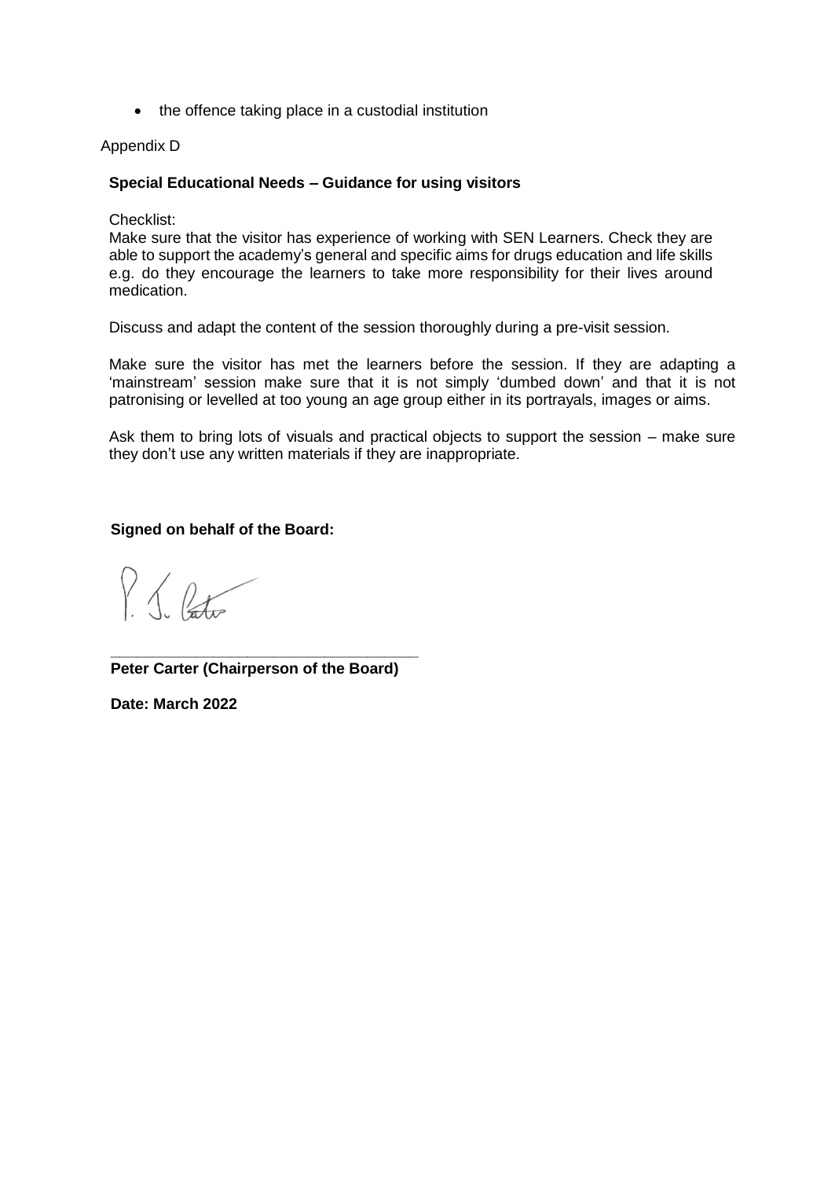- the offence taking place in a custodial institution

Appendix D

**Special Educational Needs – Guidance for using visitors**

Checklist:
Make sure that the visitor has experience of working with SEN Learners. Check they are able to support the academy's general and specific aims for drugs education and life skills e.g. do they encourage the learners to take more responsibility for their lives around medication.

Discuss and adapt the content of the session thoroughly during a pre-visit session.

Make sure the visitor has met the learners before the session. If they are adapting a 'mainstream' session make sure that it is not simply 'dumbed down' and that it is not patronising or levelled at too young an age group either in its portrayals, images or aims.

Ask them to bring lots of visuals and practical objects to support the session – make sure they don't use any written materials if they are inappropriate.

**Signed on behalf of the Board:**

P. J. Carter

___________________________________

**Peter Carter (Chairperson of the Board)**

**Date: March 2022**